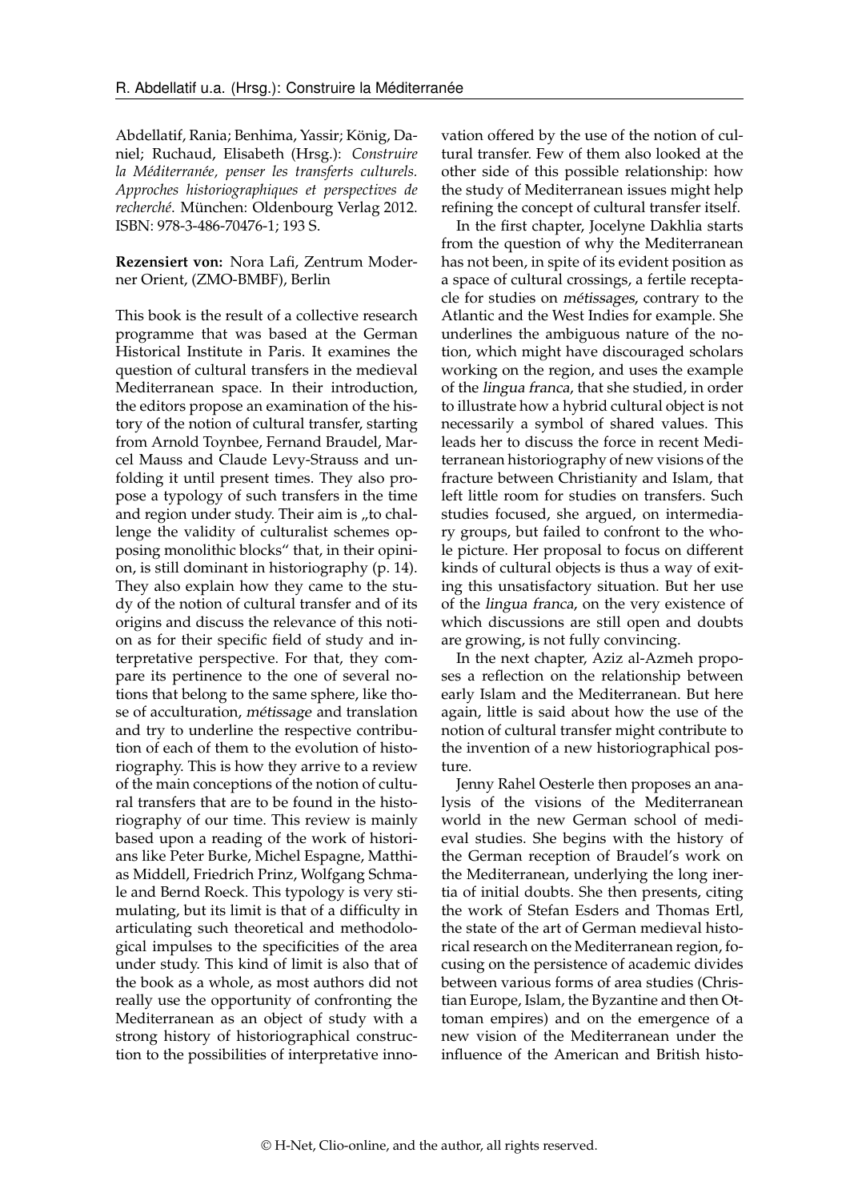Abdellatif, Rania; Benhima, Yassir; König, Daniel; Ruchaud, Elisabeth (Hrsg.): *Construire la Méditerranée, penser les transferts culturels. Approches historiographiques et perspectives de recherché*. München: Oldenbourg Verlag 2012. ISBN: 978-3-486-70476-1; 193 S.

**Rezensiert von:** Nora Lafi, Zentrum Moderner Orient, (ZMO-BMBF), Berlin

This book is the result of a collective research programme that was based at the German Historical Institute in Paris. It examines the question of cultural transfers in the medieval Mediterranean space. In their introduction, the editors propose an examination of the history of the notion of cultural transfer, starting from Arnold Toynbee, Fernand Braudel, Marcel Mauss and Claude Levy-Strauss and unfolding it until present times. They also propose a typology of such transfers in the time and region under study. Their aim is „to challenge the validity of culturalist schemes opposing monolithic blocks" that, in their opinion, is still dominant in historiography (p. 14). They also explain how they came to the study of the notion of cultural transfer and of its origins and discuss the relevance of this notion as for their specific field of study and interpretative perspective. For that, they compare its pertinence to the one of several notions that belong to the same sphere, like those of acculturation, *métissage* and translation and try to underline the respective contribution of each of them to the evolution of historiography. This is how they arrive to a review of the main conceptions of the notion of cultural transfers that are to be found in the historiography of our time. This review is mainly based upon a reading of the work of historians like Peter Burke, Michel Espagne, Matthias Middell, Friedrich Prinz, Wolfgang Schmale and Bernd Roeck. This typology is very stimulating, but its limit is that of a difficulty in articulating such theoretical and methodological impulses to the specificities of the area under study. This kind of limit is also that of the book as a whole, as most authors did not really use the opportunity of confronting the Mediterranean as an object of study with a strong history of historiographical construction to the possibilities of interpretative innovation offered by the use of the notion of cultural transfer. Few of them also looked at the other side of this possible relationship: how the study of Mediterranean issues might help refining the concept of cultural transfer itself.

In the first chapter, Jocelyne Dakhlia starts from the question of why the Mediterranean has not been, in spite of its evident position as a space of cultural crossings, a fertile receptacle for studies on *métissages*, contrary to the Atlantic and the West Indies for example. She underlines the ambiguous nature of the notion, which might have discouraged scholars working on the region, and uses the example of the *lingua franca*, that she studied, in order to illustrate how a hybrid cultural object is not necessarily a symbol of shared values. This leads her to discuss the force in recent Mediterranean historiography of new visions of the fracture between Christianity and Islam, that left little room for studies on transfers. Such studies focused, she argued, on intermediary groups, but failed to confront to the whole picture. Her proposal to focus on different kinds of cultural objects is thus a way of exiting this unsatisfactory situation. But her use of the *lingua franca*, on the very existence of which discussions are still open and doubts are growing, is not fully convincing.

In the next chapter, Aziz al-Azmeh proposes a reflection on the relationship between early Islam and the Mediterranean. But here again, little is said about how the use of the notion of cultural transfer might contribute to the invention of a new historiographical posture.

Jenny Rahel Oesterle then proposes an analysis of the visions of the Mediterranean world in the new German school of medieval studies. She begins with the history of the German reception of Braudel's work on the Mediterranean, underlying the long inertia of initial doubts. She then presents, citing the work of Stefan Esders and Thomas Ertl, the state of the art of German medieval historical research on the Mediterranean region, focusing on the persistence of academic divides between various forms of area studies (Christian Europe, Islam, the Byzantine and then Ottoman empires) and on the emergence of a new vision of the Mediterranean under the influence of the American and British histo-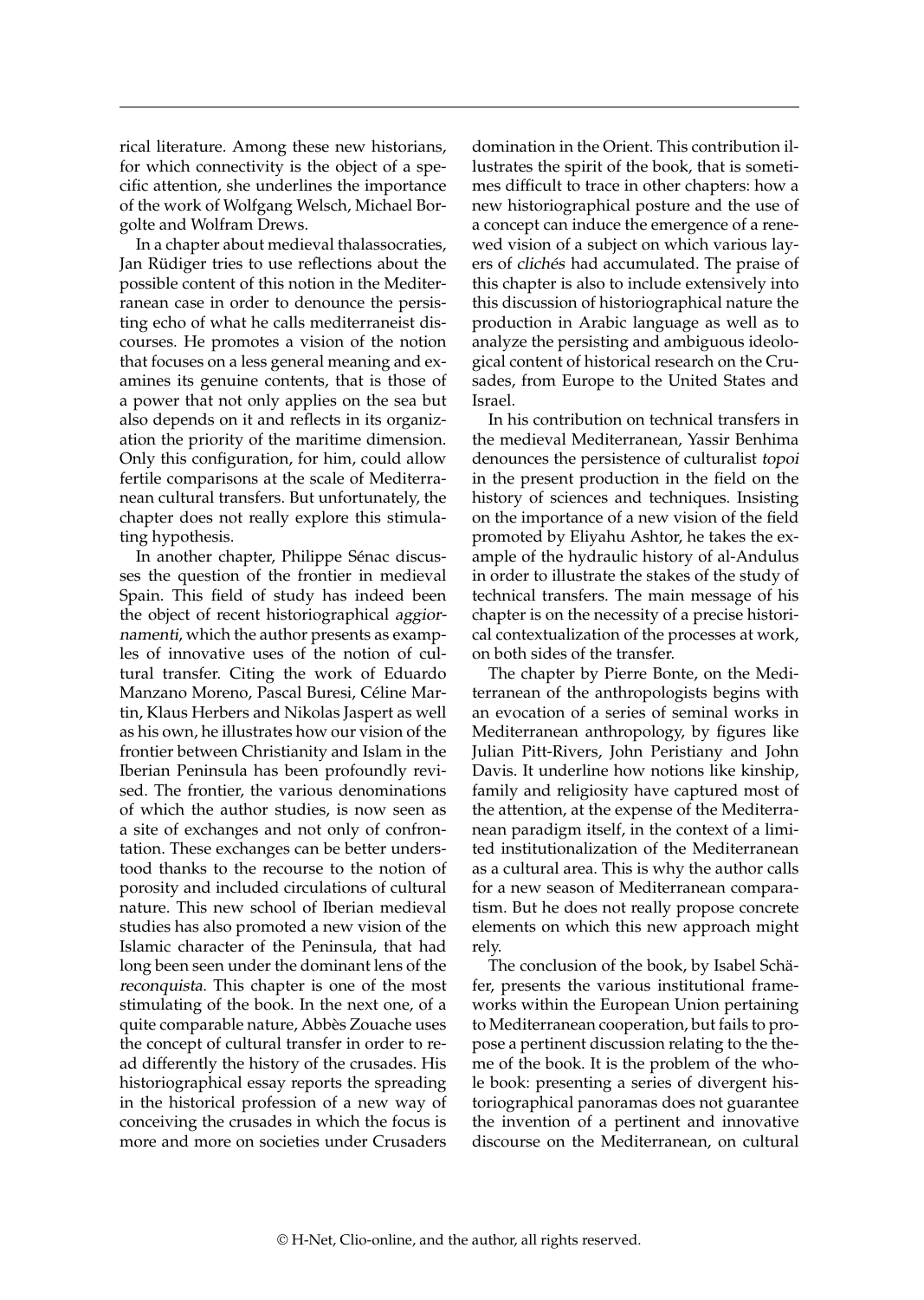rical literature. Among these new historians, for which connectivity is the object of a specific attention, she underlines the importance of the work of Wolfgang Welsch, Michael Borgolte and Wolfram Drews.

In a chapter about medieval thalassocraties, Jan Rüdiger tries to use reflections about the possible content of this notion in the Mediterranean case in order to denounce the persisting echo of what he calls mediterraneist discourses. He promotes a vision of the notion that focuses on a less general meaning and examines its genuine contents, that is those of a power that not only applies on the sea but also depends on it and reflects in its organization the priority of the maritime dimension. Only this configuration, for him, could allow fertile comparisons at the scale of Mediterranean cultural transfers. But unfortunately, the chapter does not really explore this stimulating hypothesis.

In another chapter, Philippe Sénac discusses the question of the frontier in medieval Spain. This field of study has indeed been the object of recent historiographical *aggiornamenti*, which the author presents as examples of innovative uses of the notion of cultural transfer. Citing the work of Eduardo Manzano Moreno, Pascal Buresi, Céline Martin, Klaus Herbers and Nikolas Jaspert as well as his own, he illustrates how our vision of the frontier between Christianity and Islam in the Iberian Peninsula has been profoundly revised. The frontier, the various denominations of which the author studies, is now seen as a site of exchanges and not only of confrontation. These exchanges can be better understood thanks to the recourse to the notion of porosity and included circulations of cultural nature. This new school of Iberian medieval studies has also promoted a new vision of the Islamic character of the Peninsula, that had long been seen under the dominant lens of the *reconquista*. This chapter is one of the most stimulating of the book. In the next one, of a quite comparable nature, Abbès Zouache uses the concept of cultural transfer in order to read differently the history of the crusades. His historiographical essay reports the spreading in the historical profession of a new way of conceiving the crusades in which the focus is more and more on societies under Crusaders domination in the Orient. This contribution illustrates the spirit of the book, that is sometimes difficult to trace in other chapters: how a new historiographical posture and the use of a concept can induce the emergence of a renewed vision of a subject on which various layers of *clichés* had accumulated. The praise of this chapter is also to include extensively into this discussion of historiographical nature the production in Arabic language as well as to analyze the persisting and ambiguous ideological content of historical research on the Crusades, from Europe to the United States and Israel.

In his contribution on technical transfers in the medieval Mediterranean, Yassir Benhima denounces the persistence of culturalist *topoi* in the present production in the field on the history of sciences and techniques. Insisting on the importance of a new vision of the field promoted by Eliyahu Ashtor, he takes the example of the hydraulic history of al-Andulus in order to illustrate the stakes of the study of technical transfers. The main message of his chapter is on the necessity of a precise historical contextualization of the processes at work, on both sides of the transfer.

The chapter by Pierre Bonte, on the Mediterranean of the anthropologists begins with an evocation of a series of seminal works in Mediterranean anthropology, by figures like Julian Pitt-Rivers, John Peristiany and John Davis. It underline how notions like kinship, family and religiosity have captured most of the attention, at the expense of the Mediterranean paradigm itself, in the context of a limited institutionalization of the Mediterranean as a cultural area. This is why the author calls for a new season of Mediterranean comparatism. But he does not really propose concrete elements on which this new approach might rely.

The conclusion of the book, by Isabel Schäfer, presents the various institutional frameworks within the European Union pertaining to Mediterranean cooperation, but fails to propose a pertinent discussion relating to the theme of the book. It is the problem of the whole book: presenting a series of divergent historiographical panoramas does not guarantee the invention of a pertinent and innovative discourse on the Mediterranean, on cultural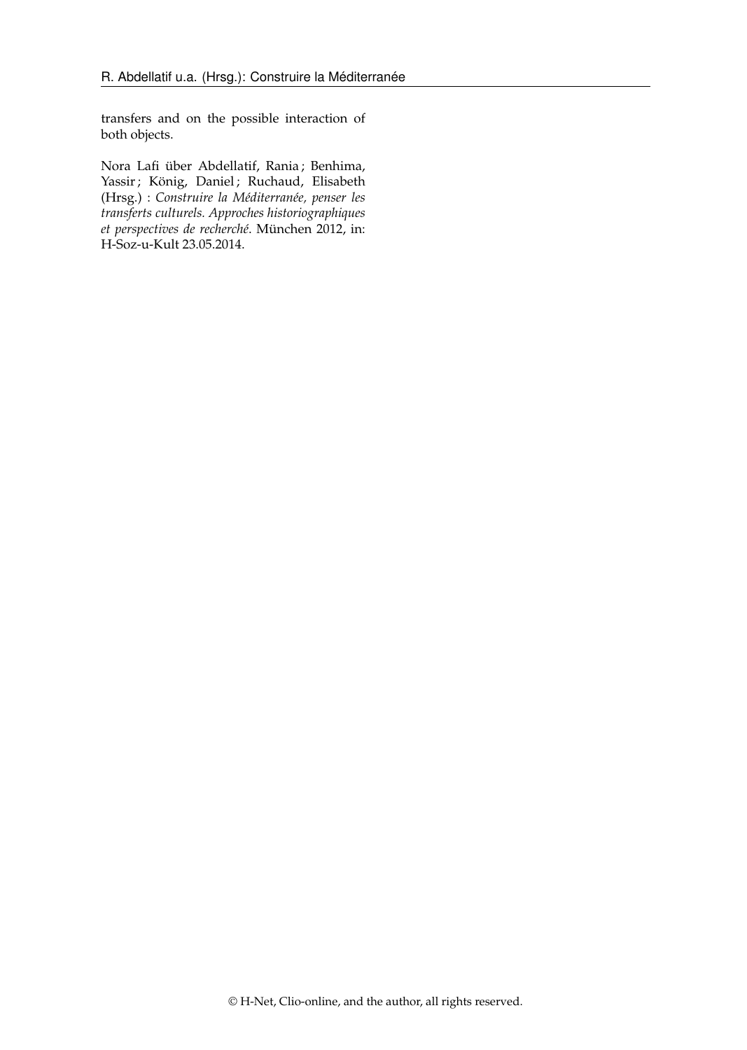transfers and on the possible interaction of both objects.

Nora Lafi über Abdellatif, Rania ; Benhima, Yassir ; König, Daniel ; Ruchaud, Elisabeth (Hrsg.) : *Construire la Méditerranée, penser les transferts culturels. Approches historiographiques et perspectives de recherché*. München 2012, in: H-Soz-u-Kult 23.05.2014.